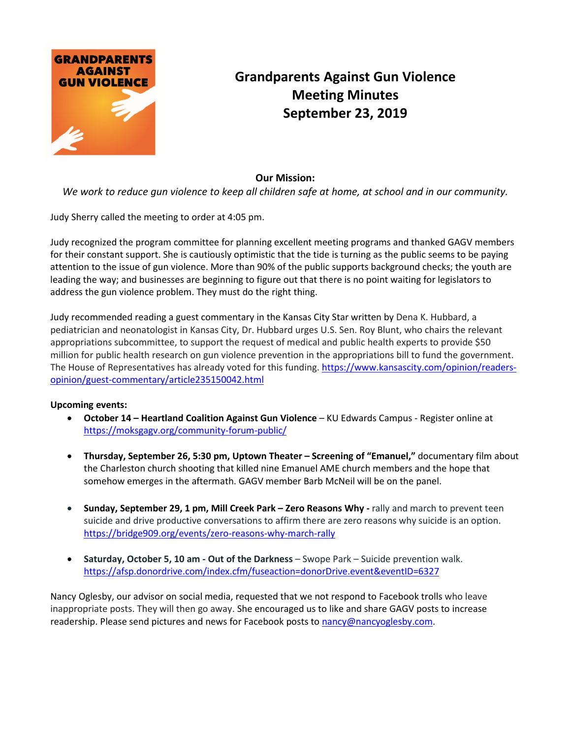# Grandparents Against Gun Violence
## Meeting Minutes
## September 23, 2019

**Our Mission:**

*We work to reduce gun violence to keep all children safe at home, at school and in our community.*

Judy Sherry called the meeting to order at 4:05 pm.

Judy recognized the program committee for planning excellent meeting programs and thanked GAGV members for their constant support. She is cautiously optimistic that the tide is turning as the public seems to be paying attention to the issue of gun violence. More than 90% of the public supports background checks; the youth are leading the way; and businesses are beginning to figure out that there is no point waiting for legislators to address the gun violence problem. They must do the right thing.

Judy recommended reading a guest commentary in the Kansas City Star written by Dena K. Hubbard, a pediatrician and neonatologist in Kansas City, Dr. Hubbard urges U.S. Sen. Roy Blunt, who chairs the relevant appropriations subcommittee, to support the request of medical and public health experts to provide $50 million for public health research on gun violence prevention in the appropriations bill to fund the government. The House of Representatives has already voted for this funding. https://www.kansascity.com/opinion/readers-opinion/guest-commentary/article235150042.html

**Upcoming events:**

- **October 14 – Heartland Coalition Against Gun Violence** – KU Edwards Campus - Register online at https://moksgagv.org/community-forum-public/
- **Thursday, September 26, 5:30 pm, Uptown Theater – Screening of "Emanuel,"** documentary film about the Charleston church shooting that killed nine Emanuel AME church members and the hope that somehow emerges in the aftermath. GAGV member Barb McNeil will be on the panel.
- **Sunday, September 29, 1 pm, Mill Creek Park – Zero Reasons Why -** rally and march to prevent teen suicide and drive productive conversations to affirm there are zero reasons why suicide is an option. https://bridge909.org/events/zero-reasons-why-march-rally
- **Saturday, October 5, 10 am - Out of the Darkness** – Swope Park – Suicide prevention walk. https://afsp.donordrive.com/index.cfm/fuseaction=donorDrive.event&eventID=6327

Nancy Oglesby, our advisor on social media, requested that we not respond to Facebook trolls who leave inappropriate posts. They will then go away. She encouraged us to like and share GAGV posts to increase readership. Please send pictures and news for Facebook posts to nancy@nancyoglesby.com.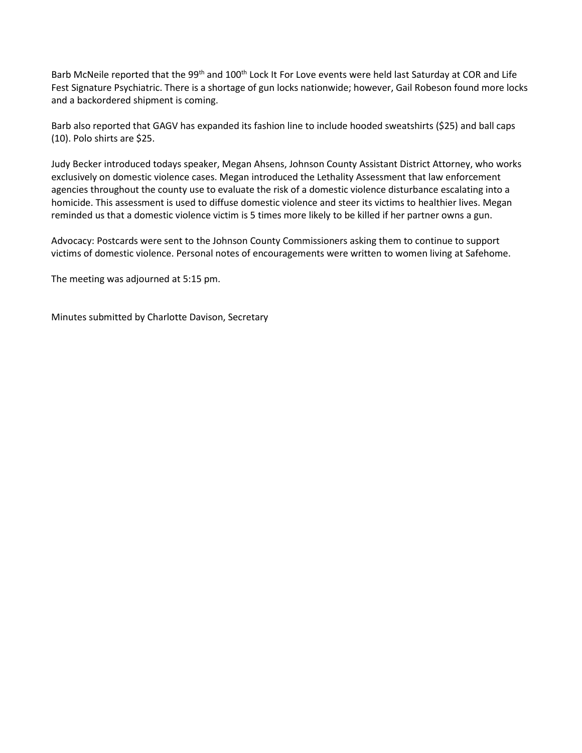Barb McNeile reported that the 99th and 100th Lock It For Love events were held last Saturday at COR and Life Fest Signature Psychiatric. There is a shortage of gun locks nationwide; however, Gail Robeson found more locks and a backordered shipment is coming.

Barb also reported that GAGV has expanded its fashion line to include hooded sweatshirts ($25) and ball caps (10). Polo shirts are $25.

Judy Becker introduced todays speaker, Megan Ahsens, Johnson County Assistant District Attorney, who works exclusively on domestic violence cases. Megan introduced the Lethality Assessment that law enforcement agencies throughout the county use to evaluate the risk of a domestic violence disturbance escalating into a homicide. This assessment is used to diffuse domestic violence and steer its victims to healthier lives. Megan reminded us that a domestic violence victim is 5 times more likely to be killed if her partner owns a gun.

Advocacy: Postcards were sent to the Johnson County Commissioners asking them to continue to support victims of domestic violence. Personal notes of encouragements were written to women living at Safehome.

The meeting was adjourned at 5:15 pm.

Minutes submitted by Charlotte Davison, Secretary